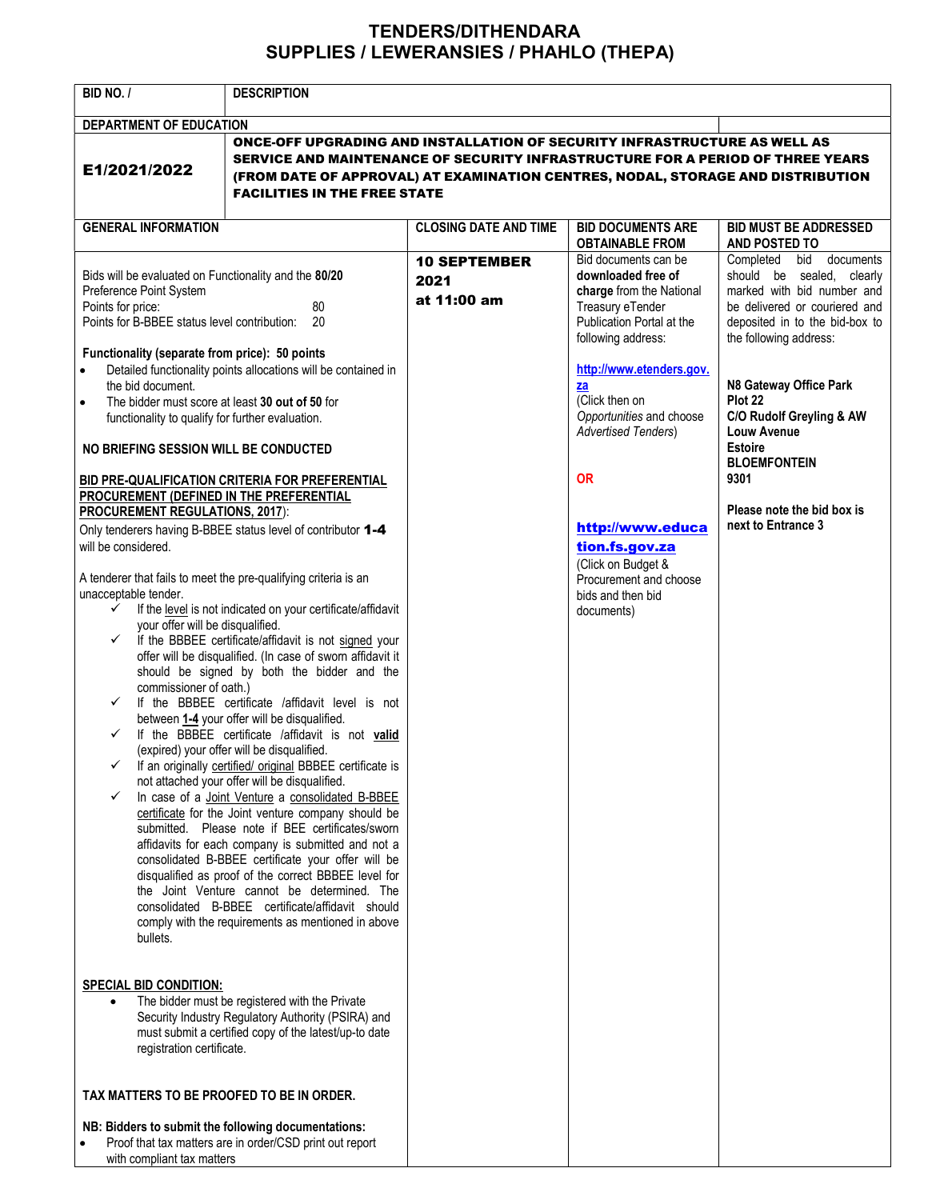# TENDERS/DITHENDARA
# SUPPLIES / LEWERANSIES / PHAHLO (THEPA)

| BID NO. / | DESCRIPTION |
|---|---|
| **DEPARTMENT OF EDUCATION** | |
| **E1/2021/2022** | **ONCE-OFF UPGRADING AND INSTALLATION OF SECURITY INFRASTRUCTURE AS WELL AS SERVICE AND MAINTENANCE OF SECURITY INFRASTRUCTURE FOR A PERIOD OF THREE YEARS (FROM DATE OF APPROVAL) AT EXAMINATION CENTRES, NODAL, STORAGE AND DISTRIBUTION FACILITIES IN THE FREE STATE** |

| GENERAL INFORMATION | CLOSING DATE AND TIME | BID DOCUMENTS ARE OBTAINABLE FROM | BID MUST BE ADDRESSED AND POSTED TO |
|---|---|---|---|
| Bids will be evaluated on Functionality and the **80/20** Preference Point System<br>Points for price: 80<br>Points for B-BBEE status level contribution: 20<br><br>**Functionality (separate from price): 50 points**<br>• Detailed functionality points allocations will be contained in the bid document.<br>• The bidder must score at least **30 out of 50** for functionality to qualify for further evaluation.<br><br>**NO BRIEFING SESSION WILL BE CONDUCTED**<br><br>**BID PRE-QUALIFICATION CRITERIA FOR PREFERENTIAL PROCUREMENT (DEFINED IN THE PREFERENTIAL PROCUREMENT REGULATIONS, 2017)**:<br>Only tenderers having B-BBEE status level of contributor **1-4** will be considered.<br><br>A tenderer that fails to meet the pre-qualifying criteria is an unacceptable tender.<br>✓ If the level is not indicated on your certificate/affidavit your offer will be disqualified.<br>✓ If the BBBEE certificate/affidavit is not signed your offer will be disqualified. (In case of sworn affidavit it should be signed by both the bidder and the commissioner of oath.)<br>✓ If the BBBEE certificate /affidavit level is not between **1-4** your offer will be disqualified.<br>✓ If the BBBEE certificate /affidavit is not **valid** (expired) your offer will be disqualified.<br>✓ If an originally certified/ original BBBEE certificate is not attached your offer will be disqualified.<br>✓ In case of a Joint Venture a consolidated B-BBEE certificate for the Joint venture company should be submitted. Please note if BEE certificates/sworn affidavits for each company is submitted and not a consolidated B-BBEE certificate your offer will be disqualified as proof of the correct BBBEE level for the Joint Venture cannot be determined. The consolidated B-BBEE certificate/affidavit should comply with the requirements as mentioned in above bullets.<br><br>**SPECIAL BID CONDITION:**<br>• The bidder must be registered with the Private Security Industry Regulatory Authority (PSIRA) and must submit a certified copy of the latest/up-to date registration certificate.<br><br>**TAX MATTERS TO BE PROOFED TO BE IN ORDER.**<br><br>**NB: Bidders to submit the following documentations:**<br>• Proof that tax matters are in order/CSD print out report with compliant tax matters | **10 SEPTEMBER 2021 at 11:00 am** | Bid documents can be **downloaded free of charge** from the National Treasury eTender Publication Portal at the following address:<br><br>http://www.etenders.gov.za<br>(Click then on *Opportunities* and choose *Advertised Tenders*)<br><br>**OR**<br><br>**http://www.education.fs.gov.za**<br>(Click on Budget & Procurement and choose bids and then bid documents) | Completed bid documents should be sealed, clearly marked with bid number and be delivered or couriered and deposited in to the bid-box to the following address:<br><br>**N8 Gateway Office Park**<br>**Plot 22**<br>**C/O Rudolf Greyling & AW Louw Avenue**<br>**Estoire**<br>**BLOEMFONTEIN**<br>**9301**<br><br>**Please note the bid box is next to Entrance 3** |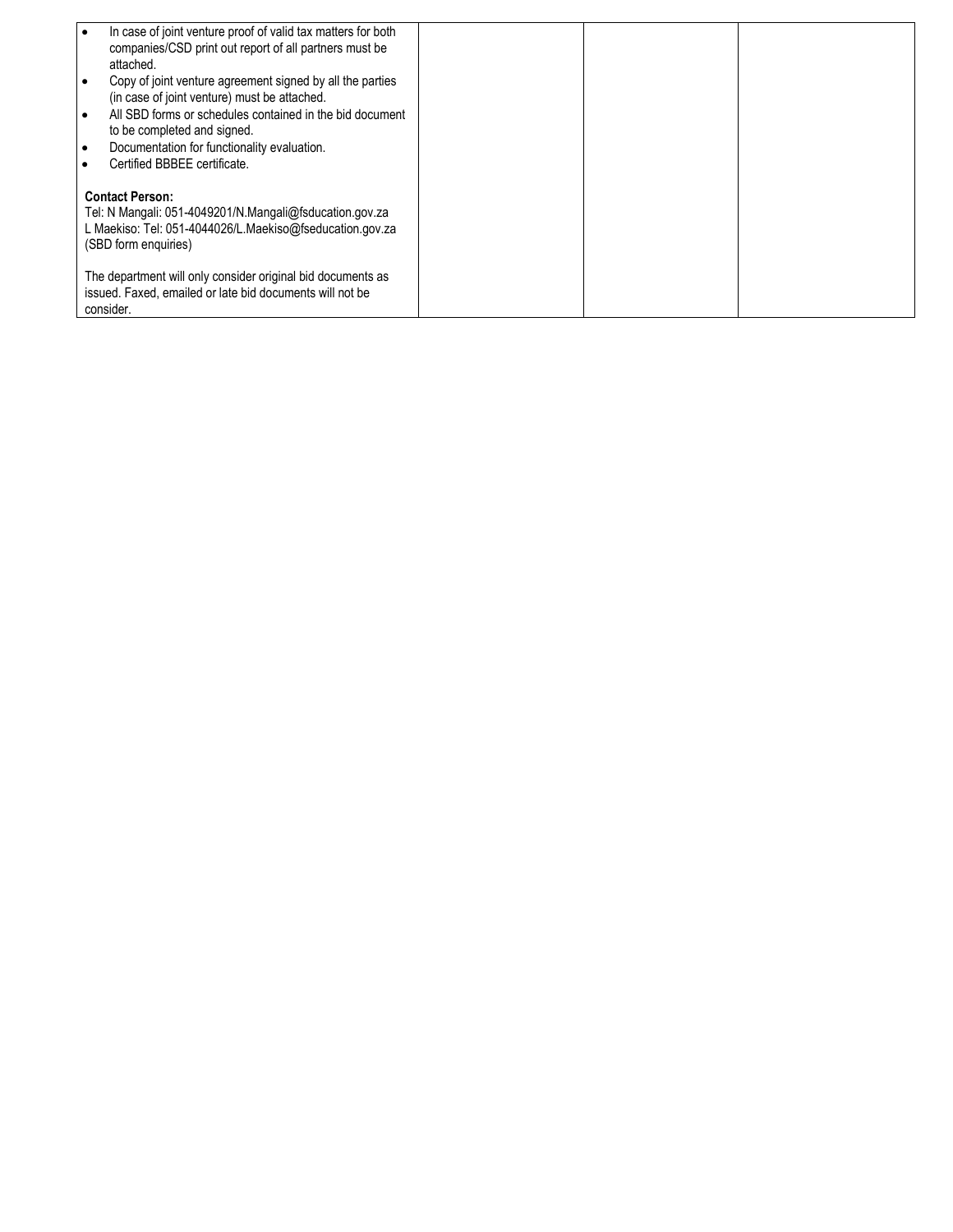| | | | |
|---|---|---|---|
| • In case of joint venture proof of valid tax matters for both companies/CSD print out report of all partners must be attached.<br>• Copy of joint venture agreement signed by all the parties (in case of joint venture) must be attached.<br>• All SBD forms or schedules contained in the bid document to be completed and signed.<br>• Documentation for functionality evaluation.<br>• Certified BBBEE certificate.<br><br>**Contact Person:**<br>Tel: N Mangali: 051-4049201/N.Mangali@fsducation.gov.za<br>L Maekiso: Tel: 051-4044026/L.Maekiso@fseducation.gov.za (SBD form enquiries)<br><br>The department will only consider original bid documents as issued. Faxed, emailed or late bid documents will not be consider. | | | |